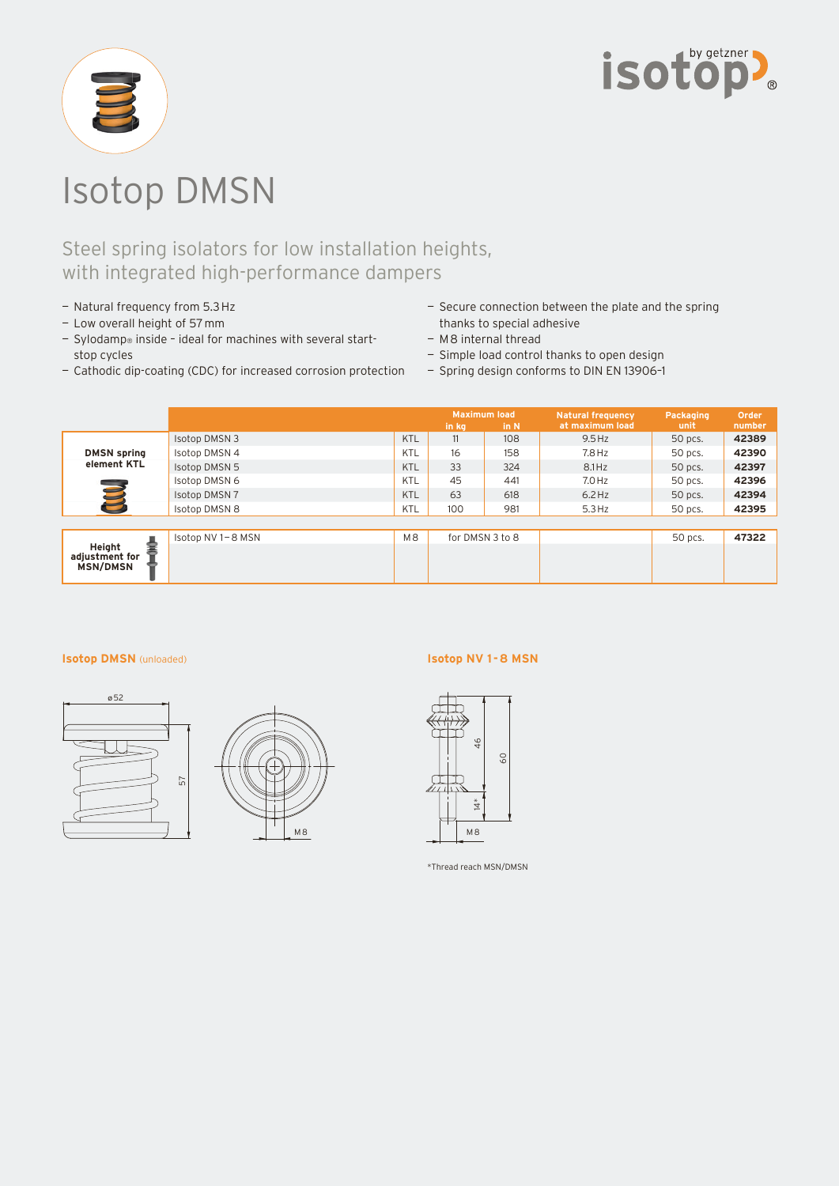# Isotop DMSN

## Steel spring isolators for low installation heights, with integrated high-performance dampers

- Natural frequency from 5.3 Hz
- Low overall height of 57 mm
- Sylodamp® inside - ideal for machines with several start-stop cycles
- Cathodic dip-coating (CDC) for increased corrosion protection
- Secure connection between the plate and the spring thanks to special adhesive
- M8 internal thread
- Simple load control thanks to open design
- Spring design conforms to DIN EN 13906-1

| | | | Maximum load in kg | Maximum load in N | Natural frequency at maximum load | Packaging unit | Order number |
|---|---|---|---|---|---|---|---|
| DMSN spring element KTL | Isotop DMSN 3 | KTL | 11 | 108 | 9.5 Hz | 50 pcs. | **42389** |
| | Isotop DMSN 4 | KTL | 16 | 158 | 7.8 Hz | 50 pcs. | **42390** |
| | Isotop DMSN 5 | KTL | 33 | 324 | 8.1 Hz | 50 pcs. | **42397** |
| | Isotop DMSN 6 | KTL | 45 | 441 | 7.0 Hz | 50 pcs. | **42396** |
| | Isotop DMSN 7 | KTL | 63 | 618 | 6.2 Hz | 50 pcs. | **42394** |
| | Isotop DMSN 8 | KTL | 100 | 981 | 5.3 Hz | 50 pcs. | **42395** |
| Height adjustment for MSN/DMSN | Isotop NV 1–8 MSN | M8 | for DMSN 3 to 8 | | | 50 pcs. | **47322** |

**Isotop DMSN** (unloaded)

ø52, 57, M8

**Isotop NV 1-8 MSN**

46, 60, 14*, M8

*Thread reach MSN/DMSN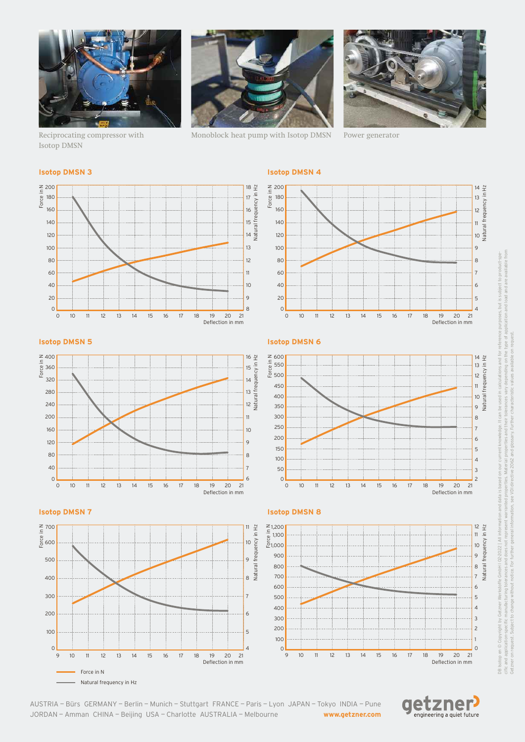Reciprocating compressor with Isotop DMSN

Monoblock heat pump with Isotop DMSN

Power generator

### Isotop DMSN 3

Force in N
200
180
160
140
120
100
80
60
40
20
0

Natural frequency in Hz
18
17
16
15
14
13
12
11
10
9
8

0 10 11 12 13 14 15 16 17 18 19 20 21
Deflection in mm

### Isotop DMSN 4

Force in N
200
180
160
140
120
100
80
60
40
20
0

Natural frequency in Hz
14
13
12
11
10
9
8
7
6
5
4

0 10 11 12 13 14 15 16 17 18 19 20 21
Deflection in mm

### Isotop DMSN 5

Force in N
400
360
320
280
240
200
160
120
80
40
0

Natural frequency in Hz
16
15
14
13
12
11
10
9
8
7
6

0 10 11 12 13 14 15 16 17 18 19 20 21
Deflection in mm

### Isotop DMSN 6

Force in N
600
550
500
450
400
350
300
250
200
150
100
50
0

Natural frequency in Hz
14
13
12
11
10
9
8
7
6
5
4
3
2

0 10 11 12 13 14 15 16 17 18 19 20 21
Deflection in mm

### Isotop DMSN 7

Force in N
700
600
500
400
300
200
100
0

Natural frequency in Hz
11
10
9
8
7
6
5
4

9 10 11 12 13 14 15 16 17 18 19 20 21
Deflection in mm

### Isotop DMSN 8

Force in N
1,200
1,100
1,000
900
800
700
600
500
400
300
200
100
0

Natural frequency in Hz
12
11
10
9
8
7
6
5
4
3
2
1
0

9 10 11 12 13 14 15 16 17 18 19 20 21
Deflection in mm

Force in N

Natural frequency in Hz

DB Isotop en © Copyright by Getzner Werkstoffe GmbH | 02.2022 | All information and data is based on our current knowledge. It can be used in calculations and for reference purposes, but is subject to product-specific and application-specific manufacturing tolerances and does not represent warranted properties. Material properties and their tolerances vary depending on the type of application and load and are available from Getzner on request. Subject to change without notice. For further general information, see VDI directive 2062 and glossary. Further characteristic values available on request.

AUSTRIA – Bürs GERMANY – Berlin – Munich – Stuttgart FRANCE – Paris – Lyon JAPAN – Tokyo INDIA – Pune
JORDAN – Amman CHINA – Beijing USA – Charlotte AUSTRALIA – Melbourne **www.getzner.com**

getzner
engineering a quiet future